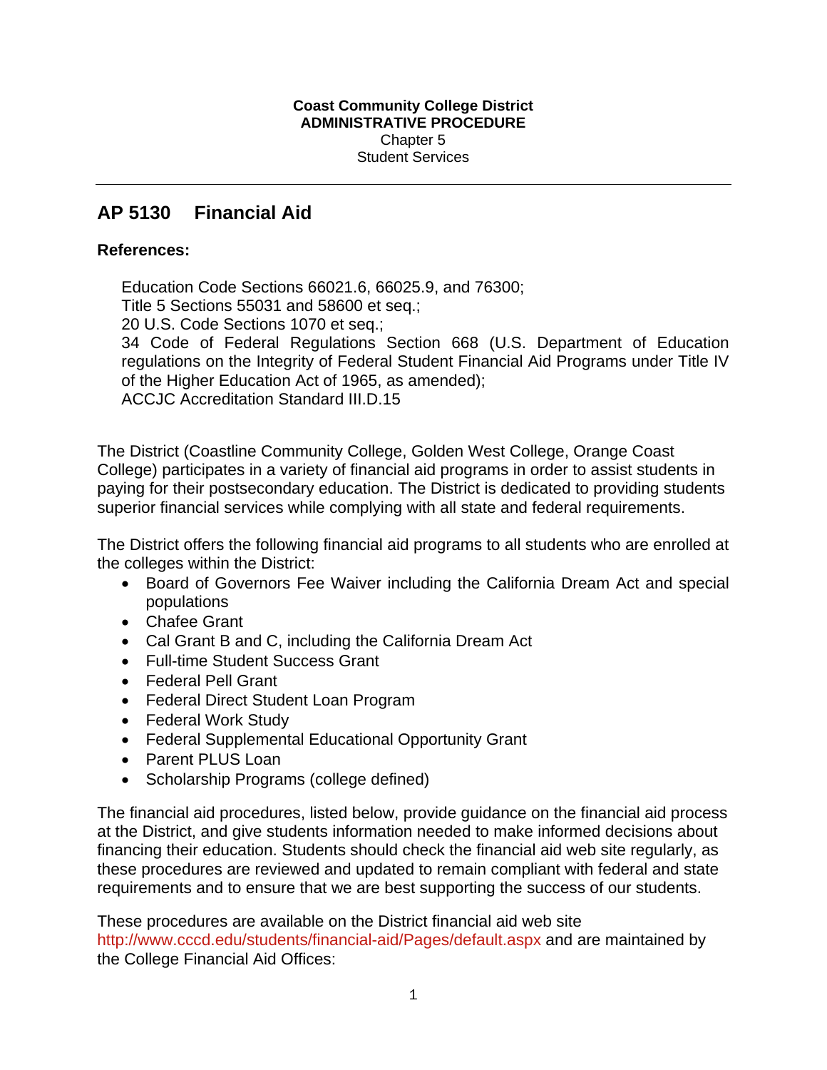**Coast Community College District**
**ADMINISTRATIVE PROCEDURE**
Chapter 5
Student Services

---

# AP 5130 Financial Aid

**References:**

Education Code Sections 66021.6, 66025.9, and 76300;
Title 5 Sections 55031 and 58600 et seq.;
20 U.S. Code Sections 1070 et seq.;
34 Code of Federal Regulations Section 668 (U.S. Department of Education regulations on the Integrity of Federal Student Financial Aid Programs under Title IV of the Higher Education Act of 1965, as amended);
ACCJC Accreditation Standard III.D.15

The District (Coastline Community College, Golden West College, Orange Coast College) participates in a variety of financial aid programs in order to assist students in paying for their postsecondary education. The District is dedicated to providing students superior financial services while complying with all state and federal requirements.

The District offers the following financial aid programs to all students who are enrolled at the colleges within the District:

- Board of Governors Fee Waiver including the California Dream Act and special populations
- Chafee Grant
- Cal Grant B and C, including the California Dream Act
- Full-time Student Success Grant
- Federal Pell Grant
- Federal Direct Student Loan Program
- Federal Work Study
- Federal Supplemental Educational Opportunity Grant
- Parent PLUS Loan
- Scholarship Programs (college defined)

The financial aid procedures, listed below, provide guidance on the financial aid process at the District, and give students information needed to make informed decisions about financing their education. Students should check the financial aid web site regularly, as these procedures are reviewed and updated to remain compliant with federal and state requirements and to ensure that we are best supporting the success of our students.

These procedures are available on the District financial aid web site http://www.cccd.edu/students/financial-aid/Pages/default.aspx and are maintained by the College Financial Aid Offices: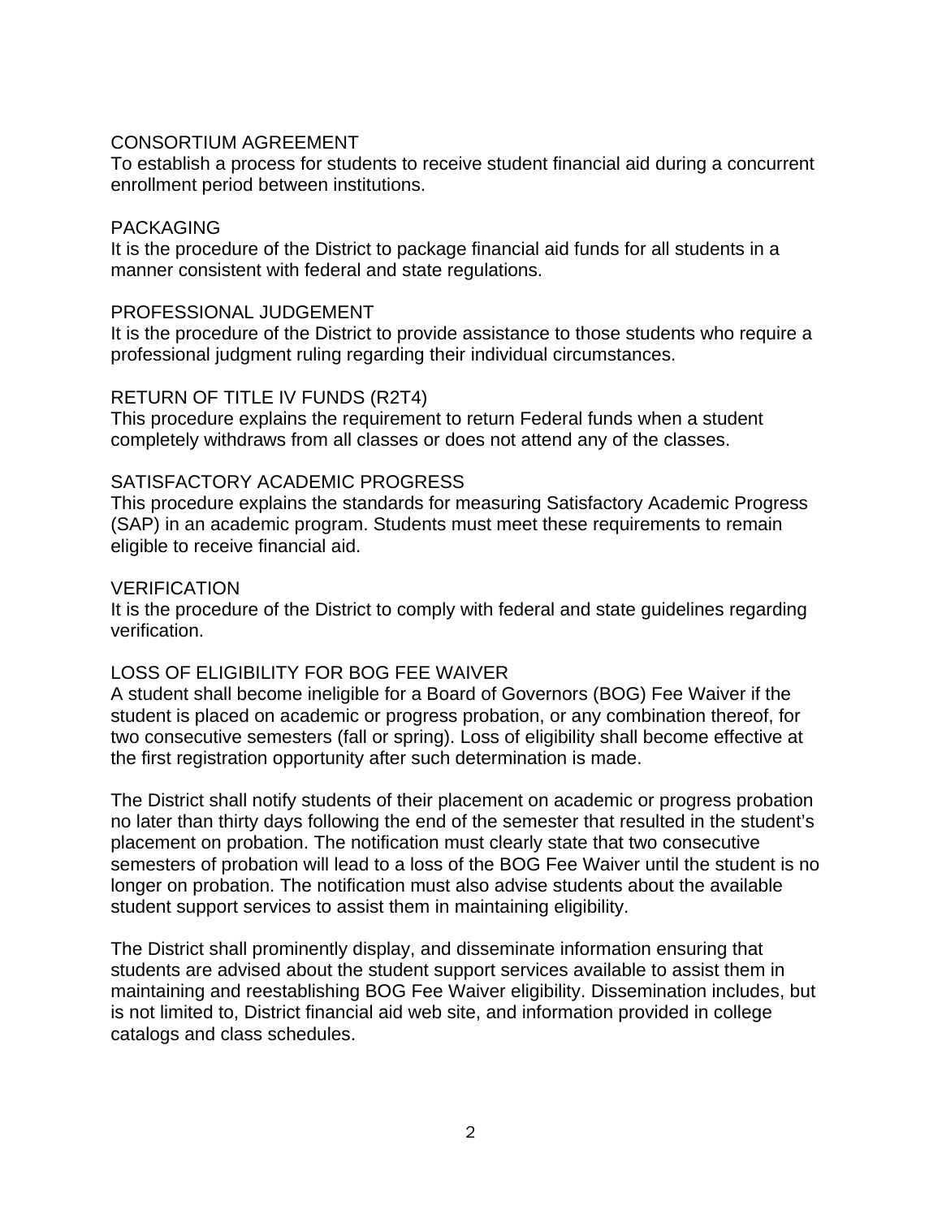### CONSORTIUM AGREEMENT

To establish a process for students to receive student financial aid during a concurrent enrollment period between institutions.

### PACKAGING

It is the procedure of the District to package financial aid funds for all students in a manner consistent with federal and state regulations.

### PROFESSIONAL JUDGEMENT

It is the procedure of the District to provide assistance to those students who require a professional judgment ruling regarding their individual circumstances.

### RETURN OF TITLE IV FUNDS (R2T4)

This procedure explains the requirement to return Federal funds when a student completely withdraws from all classes or does not attend any of the classes.

### SATISFACTORY ACADEMIC PROGRESS

This procedure explains the standards for measuring Satisfactory Academic Progress (SAP) in an academic program. Students must meet these requirements to remain eligible to receive financial aid.

### VERIFICATION

It is the procedure of the District to comply with federal and state guidelines regarding verification.

### LOSS OF ELIGIBILITY FOR BOG FEE WAIVER

A student shall become ineligible for a Board of Governors (BOG) Fee Waiver if the student is placed on academic or progress probation, or any combination thereof, for two consecutive semesters (fall or spring). Loss of eligibility shall become effective at the first registration opportunity after such determination is made.

The District shall notify students of their placement on academic or progress probation no later than thirty days following the end of the semester that resulted in the student's placement on probation. The notification must clearly state that two consecutive semesters of probation will lead to a loss of the BOG Fee Waiver until the student is no longer on probation. The notification must also advise students about the available student support services to assist them in maintaining eligibility.

The District shall prominently display, and disseminate information ensuring that students are advised about the student support services available to assist them in maintaining and reestablishing BOG Fee Waiver eligibility. Dissemination includes, but is not limited to, District financial aid web site, and information provided in college catalogs and class schedules.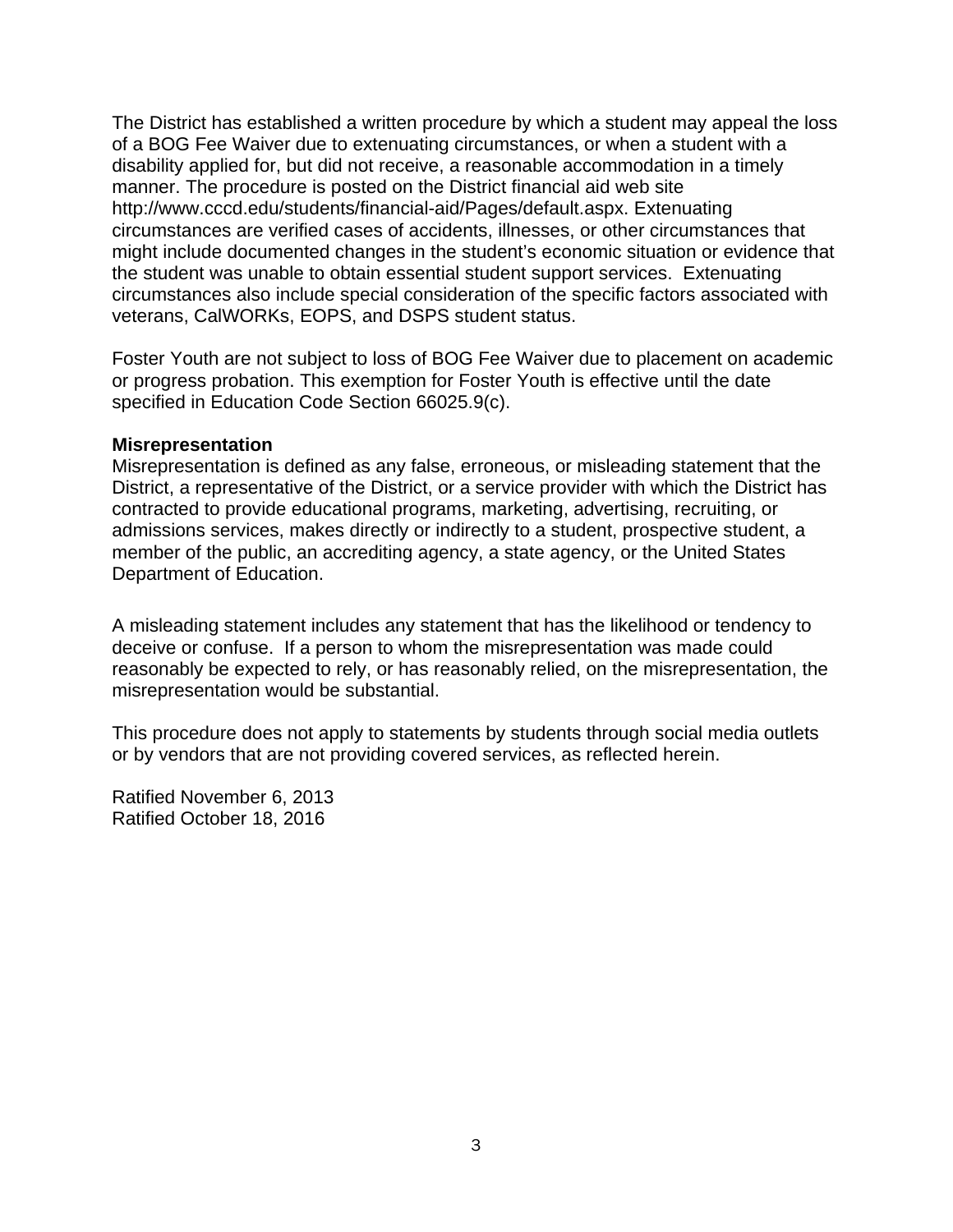The District has established a written procedure by which a student may appeal the loss of a BOG Fee Waiver due to extenuating circumstances, or when a student with a disability applied for, but did not receive, a reasonable accommodation in a timely manner. The procedure is posted on the District financial aid web site http://www.cccd.edu/students/financial-aid/Pages/default.aspx. Extenuating circumstances are verified cases of accidents, illnesses, or other circumstances that might include documented changes in the student's economic situation or evidence that the student was unable to obtain essential student support services. Extenuating circumstances also include special consideration of the specific factors associated with veterans, CalWORKs, EOPS, and DSPS student status.

Foster Youth are not subject to loss of BOG Fee Waiver due to placement on academic or progress probation. This exemption for Foster Youth is effective until the date specified in Education Code Section 66025.9(c).

**Misrepresentation**

Misrepresentation is defined as any false, erroneous, or misleading statement that the District, a representative of the District, or a service provider with which the District has contracted to provide educational programs, marketing, advertising, recruiting, or admissions services, makes directly or indirectly to a student, prospective student, a member of the public, an accrediting agency, a state agency, or the United States Department of Education.

A misleading statement includes any statement that has the likelihood or tendency to deceive or confuse. If a person to whom the misrepresentation was made could reasonably be expected to rely, or has reasonably relied, on the misrepresentation, the misrepresentation would be substantial.

This procedure does not apply to statements by students through social media outlets or by vendors that are not providing covered services, as reflected herein.

Ratified November 6, 2013
Ratified October 18, 2016